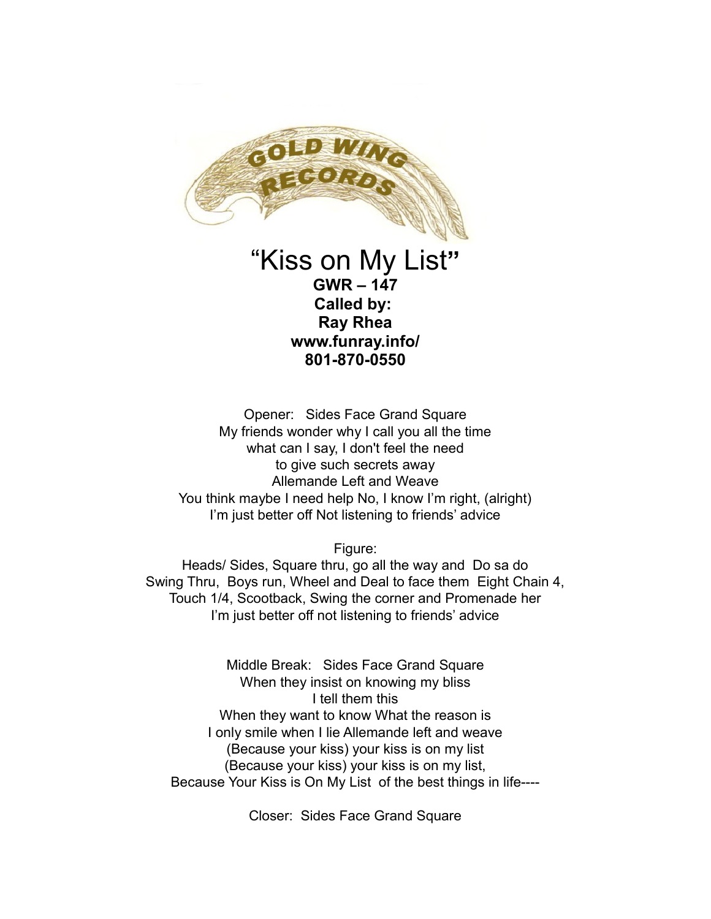GOLD WING RECORDS

# "Kiss on My List"

**GWR – 147**
**Called by:**
**Ray Rhea**
**www.funray.info/**
**801-870-0550**

Opener: Sides Face Grand Square
My friends wonder why I call you all the time
what can I say, I don't feel the need
to give such secrets away
Allemande Left and Weave
You think maybe I need help No, I know I'm right, (alright)
I'm just better off Not listening to friends' advice

Figure:
Heads/ Sides, Square thru, go all the way and Do sa do
Swing Thru, Boys run, Wheel and Deal to face them Eight Chain 4,
Touch 1/4, Scootback, Swing the corner and Promenade her
I'm just better off not listening to friends' advice

Middle Break: Sides Face Grand Square
When they insist on knowing my bliss
I tell them this
When they want to know What the reason is
I only smile when I lie Allemande left and weave
(Because your kiss) your kiss is on my list
(Because your kiss) your kiss is on my list,
Because Your Kiss is On My List of the best things in life----

Closer: Sides Face Grand Square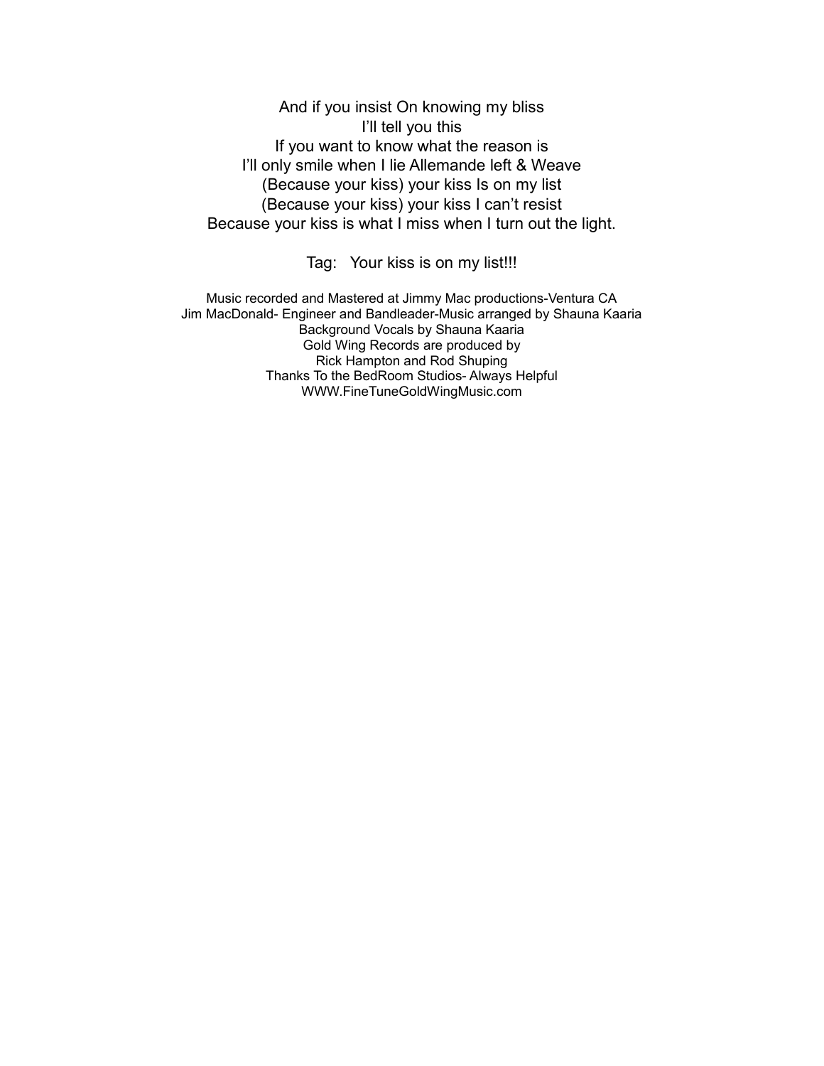And if you insist On knowing my bliss
I'll tell you this
If you want to know what the reason is
I'll only smile when I lie Allemande left & Weave
(Because your kiss) your kiss Is on my list
(Because your kiss) your kiss I can't resist
Because your kiss is what I miss when I turn out the light.

Tag: Your kiss is on my list!!!

Music recorded and Mastered at Jimmy Mac productions-Ventura CA
Jim MacDonald- Engineer and Bandleader-Music arranged by Shauna Kaaria
Background Vocals by Shauna Kaaria
Gold Wing Records are produced by
Rick Hampton and Rod Shuping
Thanks To the BedRoom Studios- Always Helpful
WWW.FineTuneGoldWingMusic.com